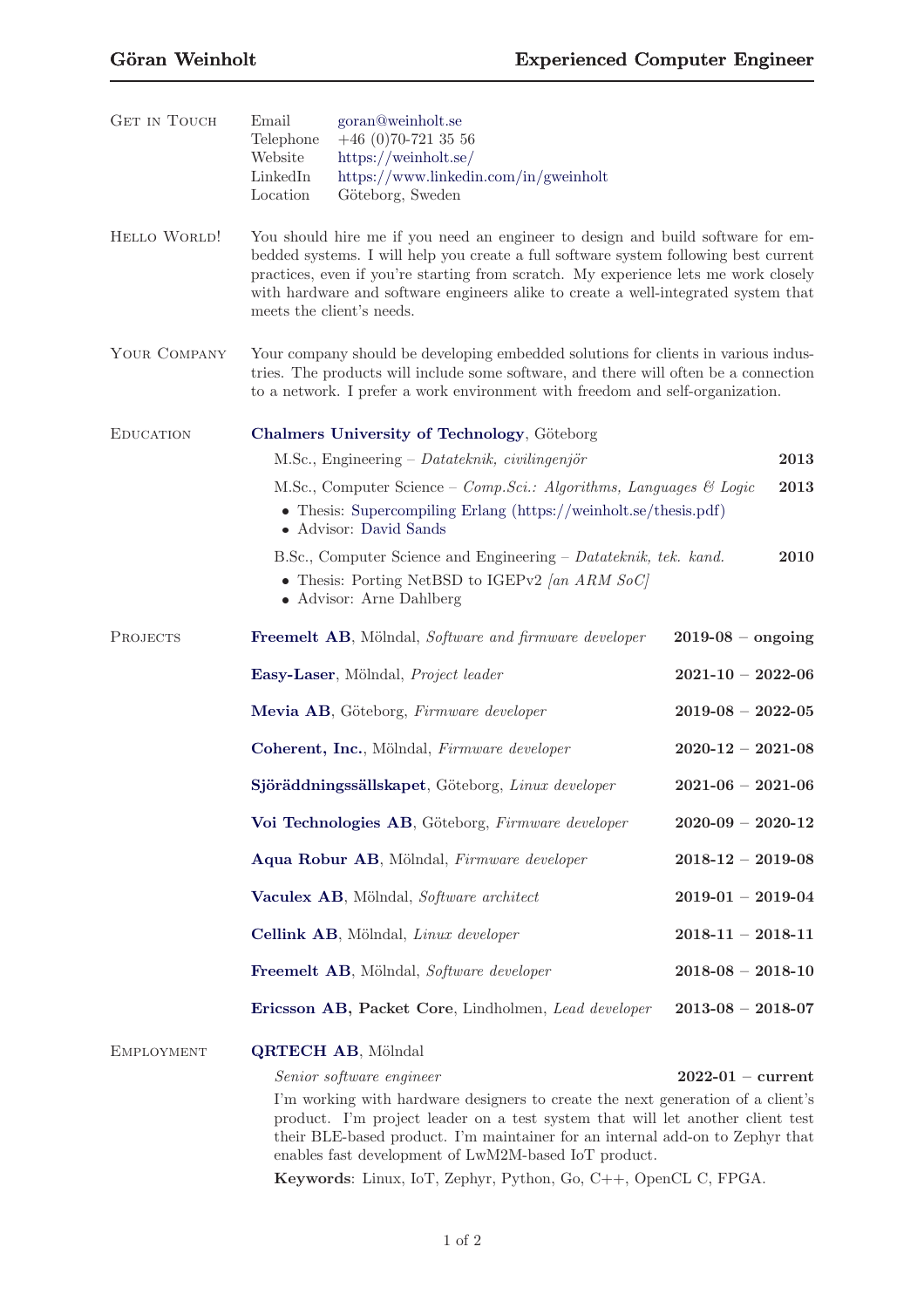# Göran Weinholt

## Experienced Computer Engineer

## Get in Touch

| | |
|---|---|
| Email | goran@weinholt.se |
| Telephone | +46 (0)70-721 35 56 |
| Website | https://weinholt.se/ |
| LinkedIn | https://www.linkedin.com/in/gweinholt |
| Location | Göteborg, Sweden |

## Hello World!

You should hire me if you need an engineer to design and build software for embedded systems. I will help you create a full software system following best current practices, even if you're starting from scratch. My experience lets me work closely with hardware and software engineers alike to create a well-integrated system that meets the client's needs.

## Your Company

Your company should be developing embedded solutions for clients in various industries. The products will include some software, and there will often be a connection to a network. I prefer a work environment with freedom and self-organization.

## Education

**Chalmers University of Technology**, Göteborg

M.Sc., Engineering – *Datateknik, civilingenjör* **2013**

M.Sc., Computer Science – *Comp.Sci.: Algorithms, Languages & Logic* **2013**

- Thesis: Supercompiling Erlang (https://weinholt.se/thesis.pdf)
- Advisor: David Sands

B.Sc., Computer Science and Engineering – *Datateknik, tek. kand.* **2010**

- Thesis: Porting NetBSD to IGEPv2 *[an ARM SoC]*
- Advisor: Arne Dahlberg

## Projects

| | |
|---|---|
| **Freemelt AB**, Mölndal, *Software and firmware developer* | **2019-08 – ongoing** |
| **Easy-Laser**, Mölndal, *Project leader* | **2021-10 – 2022-06** |
| **Mevia AB**, Göteborg, *Firmware developer* | **2019-08 – 2022-05** |
| **Coherent, Inc.**, Mölndal, *Firmware developer* | **2020-12 – 2021-08** |
| **Sjöräddningssällskapet**, Göteborg, *Linux developer* | **2021-06 – 2021-06** |
| **Voi Technologies AB**, Göteborg, *Firmware developer* | **2020-09 – 2020-12** |
| **Aqua Robur AB**, Mölndal, *Firmware developer* | **2018-12 – 2019-08** |
| **Vaculex AB**, Mölndal, *Software architect* | **2019-01 – 2019-04** |
| **Cellink AB**, Mölndal, *Linux developer* | **2018-11 – 2018-11** |
| **Freemelt AB**, Mölndal, *Software developer* | **2018-08 – 2018-10** |
| **Ericsson AB, Packet Core**, Lindholmen, *Lead developer* | **2013-08 – 2018-07** |

## Employment

**QRTECH AB**, Mölndal

*Senior software engineer* **2022-01 – current**

I'm working with hardware designers to create the next generation of a client's product. I'm project leader on a test system that will let another client test their BLE-based product. I'm maintainer for an internal add-on to Zephyr that enables fast development of LwM2M-based IoT product.

**Keywords**: Linux, IoT, Zephyr, Python, Go, C++, OpenCL C, FPGA.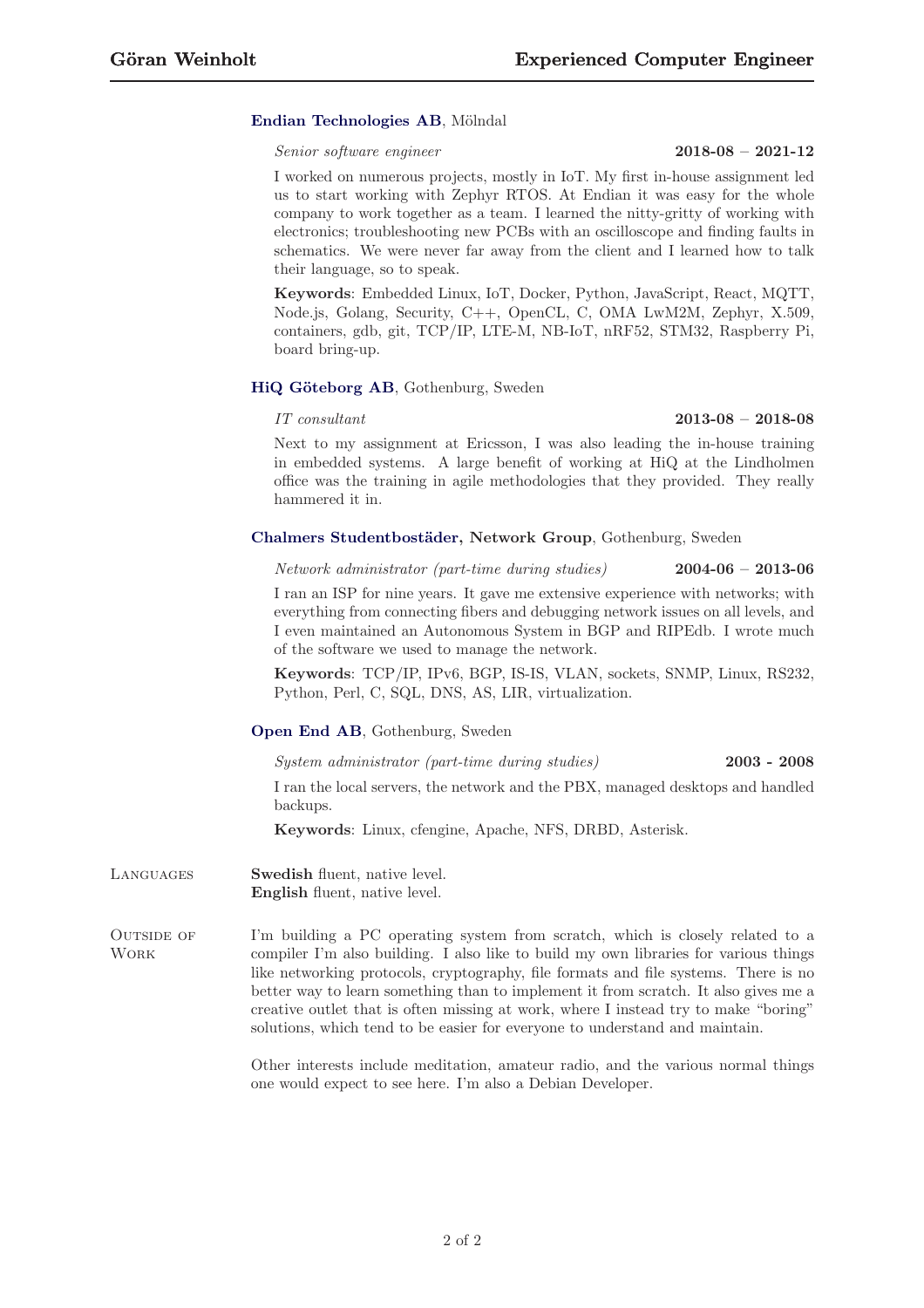### **Endian Technologies AB**, Mölndal

*Senior software engineer* **2018-08 – 2021-12**

I worked on numerous projects, mostly in IoT. My first in-house assignment led us to start working with Zephyr RTOS. At Endian it was easy for the whole company to work together as a team. I learned the nitty-gritty of working with electronics; troubleshooting new PCBs with an oscilloscope and finding faults in schematics. We were never far away from the client and I learned how to talk their language, so to speak.

**Keywords**: Embedded Linux, IoT, Docker, Python, JavaScript, React, MQTT, Node.js, Golang, Security, C++, OpenCL, C, OMA LwM2M, Zephyr, X.509, containers, gdb, git, TCP/IP, LTE-M, NB-IoT, nRF52, STM32, Raspberry Pi, board bring-up.

### **HiQ Göteborg AB**, Gothenburg, Sweden

*IT consultant* **2013-08 – 2018-08**

Next to my assignment at Ericsson, I was also leading the in-house training in embedded systems. A large benefit of working at HiQ at the Lindholmen office was the training in agile methodologies that they provided. They really hammered it in.

### **Chalmers Studentbostäder, Network Group**, Gothenburg, Sweden

*Network administrator (part-time during studies)* **2004-06 – 2013-06**

I ran an ISP for nine years. It gave me extensive experience with networks; with everything from connecting fibers and debugging network issues on all levels, and I even maintained an Autonomous System in BGP and RIPEdb. I wrote much of the software we used to manage the network.

**Keywords**: TCP/IP, IPv6, BGP, IS-IS, VLAN, sockets, SNMP, Linux, RS232, Python, Perl, C, SQL, DNS, AS, LIR, virtualization.

### **Open End AB**, Gothenburg, Sweden

*System administrator (part-time during studies)* **2003 - 2008**

I ran the local servers, the network and the PBX, managed desktops and handled backups.

**Keywords**: Linux, cfengine, Apache, NFS, DRBD, Asterisk.

## Languages

**Swedish** fluent, native level.
**English** fluent, native level.

## Outside of Work

I'm building a PC operating system from scratch, which is closely related to a compiler I'm also building. I also like to build my own libraries for various things like networking protocols, cryptography, file formats and file systems. There is no better way to learn something than to implement it from scratch. It also gives me a creative outlet that is often missing at work, where I instead try to make "boring" solutions, which tend to be easier for everyone to understand and maintain.

Other interests include meditation, amateur radio, and the various normal things one would expect to see here. I'm also a Debian Developer.